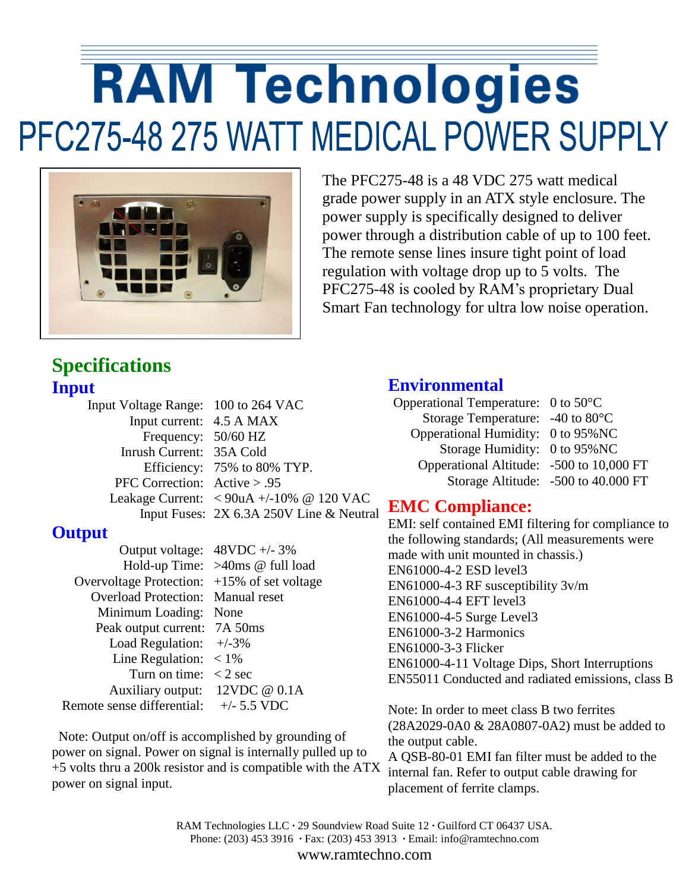# RAM Technologies

## PFC275-48 275 WATT MEDICAL POWER SUPPLY

The PFC275-48 is a 48 VDC 275 watt medical grade power supply in an ATX style enclosure. The power supply is specifically designed to deliver power through a distribution cable of up to 100 feet. The remote sense lines insure tight point of load regulation with voltage drop up to 5 volts. The PFC275-48 is cooled by RAM's proprietary Dual Smart Fan technology for ultra low noise operation.

## Specifications

### Input

| | |
|---|---|
| Input Voltage Range: | 100 to 264 VAC |
| Input current: | 4.5 A MAX |
| Frequency: | 50/60 HZ |
| Inrush Current: | 35A Cold |
| Efficiency: | 75% to 80% TYP. |
| PFC Correction: | Active > .95 |
| Leakage Current: | < 90uA +/-10% @ 120 VAC |
| Input Fuses: | 2X 6.3A 250V Line & Neutral |

### Output

| | |
|---|---|
| Output voltage: | 48VDC +/- 3% |
| Hold-up Time: | >40ms @ full load |
| Overvoltage Protection: | +15% of set voltage |
| Overload Protection: | Manual reset |
| Minimum Loading: | None |
| Peak output current: | 7A 50ms |
| Load Regulation: | +/-3% |
| Line Regulation: | < 1% |
| Turn on time: | < 2 sec |
| Auxiliary output: | 12VDC @ 0.1A |
| Remote sense differential: | +/- 5.5 VDC |

Note: Output on/off is accomplished by grounding of power on signal. Power on signal is internally pulled up to +5 volts thru a 200k resistor and is compatible with the ATX power on signal input.

### Environmental

| | |
|---|---|
| Opperational Temperature: | 0 to 50°C |
| Storage Temperature: | -40 to 80°C |
| Opperational Humidity: | 0 to 95%NC |
| Storage Humidity: | 0 to 95%NC |
| Opperational Altitude: | -500 to 10,000 FT |
| Storage Altitude: | -500 to 40.000 FT |

### EMC Compliance:

EMI: self contained EMI filtering for compliance to the following standards; (All measurements were made with unit mounted in chassis.)

EN61000-4-2 ESD level3
EN61000-4-3 RF susceptibility 3v/m
EN61000-4-4 EFT level3
EN61000-4-5 Surge Level3
EN61000-3-2 Harmonics
EN61000-3-3 Flicker
EN61000-4-11 Voltage Dips, Short Interruptions
EN55011 Conducted and radiated emissions, class B

Note: In order to meet class B two ferrites (28A2029-0A0 & 28A0807-0A2) must be added to the output cable.
A QSB-80-01 EMI fan filter must be added to the internal fan. Refer to output cable drawing for placement of ferrite clamps.

RAM Technologies LLC · 29 Soundview Road Suite 12 · Guilford CT 06437 USA.
Phone: (203) 453 3916 · Fax: (203) 453 3913 · Email: info@ramtechno.com
www.ramtechno.com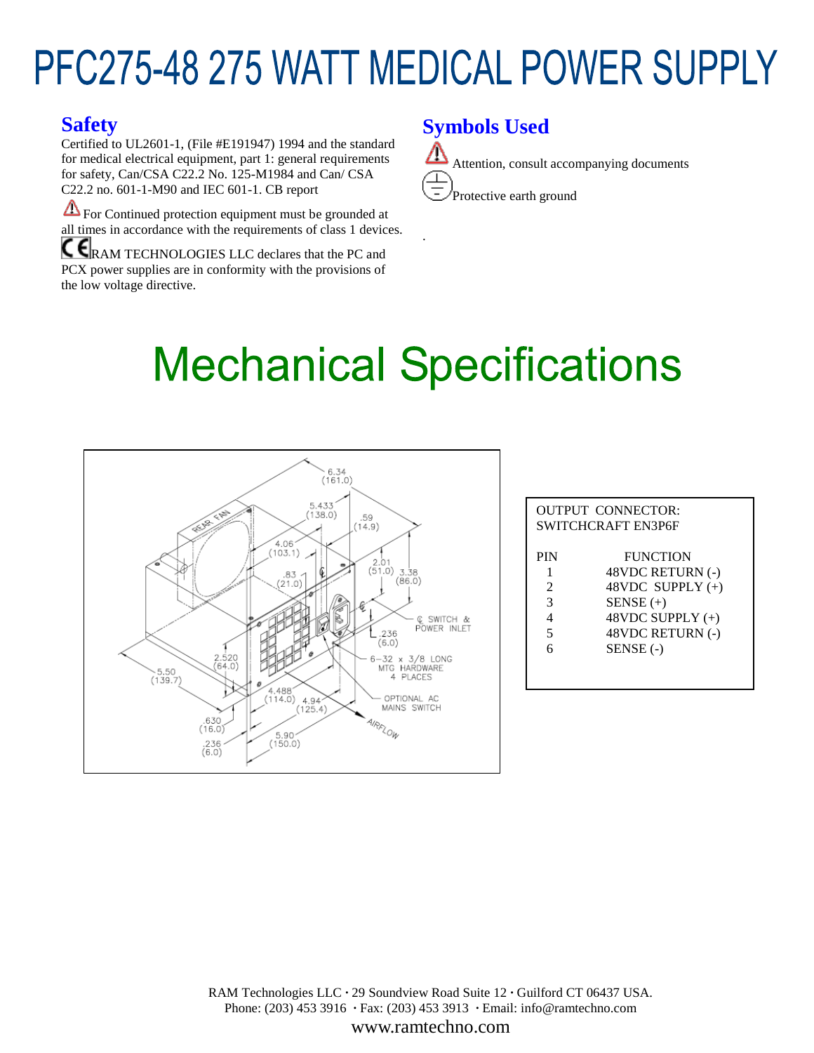# PFC275-48 275 WATT MEDICAL POWER SUPPLY

## Safety

Certified to UL2601-1, (File #E191947) 1994 and the standard for medical electrical equipment, part 1: general requirements for safety, Can/CSA C22.2 No. 125-M1984 and Can/ CSA C22.2 no. 601-1-M90 and IEC 601-1. CB report

For Continued protection equipment must be grounded at all times in accordance with the requirements of class 1 devices.

CE RAM TECHNOLOGIES LLC declares that the PC and PCX power supplies are in conformity with the provisions of the low voltage directive.

## Symbols Used

Attention, consult accompanying documents

Protective earth ground

# Mechanical Specifications

REAR FAN
6.34 (161.0)
5.433 (138.0)
.59 (14.9)
4.06 (103.1)
2.01 (51.0)
3.38 (86.0)
.83 (21.0)
℄ SWITCH & POWER INLET
.236 (6.0)
2.520 (64.0)
6-32 x 3/8 LONG MTG HARDWARE 4 PLACES
5.50 (139.7)
4.488 (114.0)
4.94 (125.4)
OPTIONAL AC MAINS SWITCH
AIRFLOW
.630 (16.0)
.236 (6.0)
5.90 (150.0)

OUTPUT CONNECTOR:
SWITCHCRAFT EN3P6F

| PIN | FUNCTION |
|---|---|
| 1 | 48VDC RETURN (-) |
| 2 | 48VDC SUPPLY (+) |
| 3 | SENSE (+) |
| 4 | 48VDC SUPPLY (+) |
| 5 | 48VDC RETURN (-) |
| 6 | SENSE (-) |

RAM Technologies LLC · 29 Soundview Road Suite 12 · Guilford CT 06437 USA.
Phone: (203) 453 3916 · Fax: (203) 453 3913 · Email: info@ramtechno.com
www.ramtechno.com